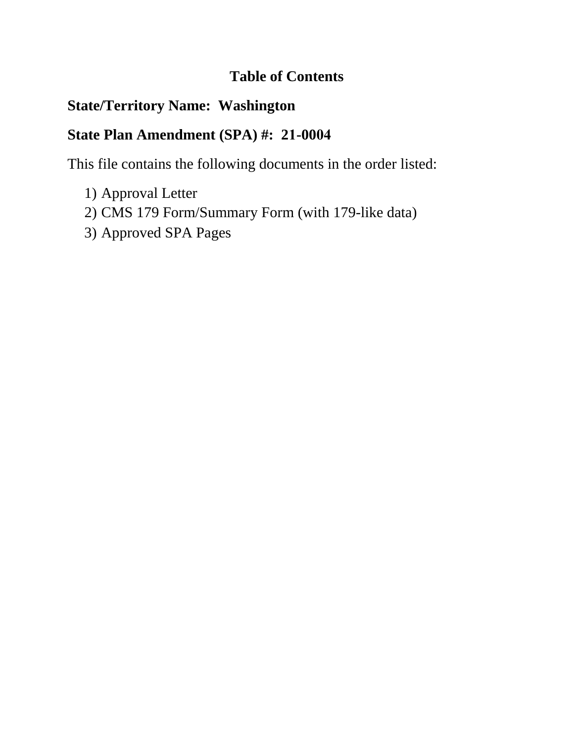# Table of Contents

**State/Territory Name: Washington**

**State Plan Amendment (SPA) #: 21-0004**

This file contains the following documents in the order listed:

1) Approval Letter
2) CMS 179 Form/Summary Form (with 179-like data)
3) Approved SPA Pages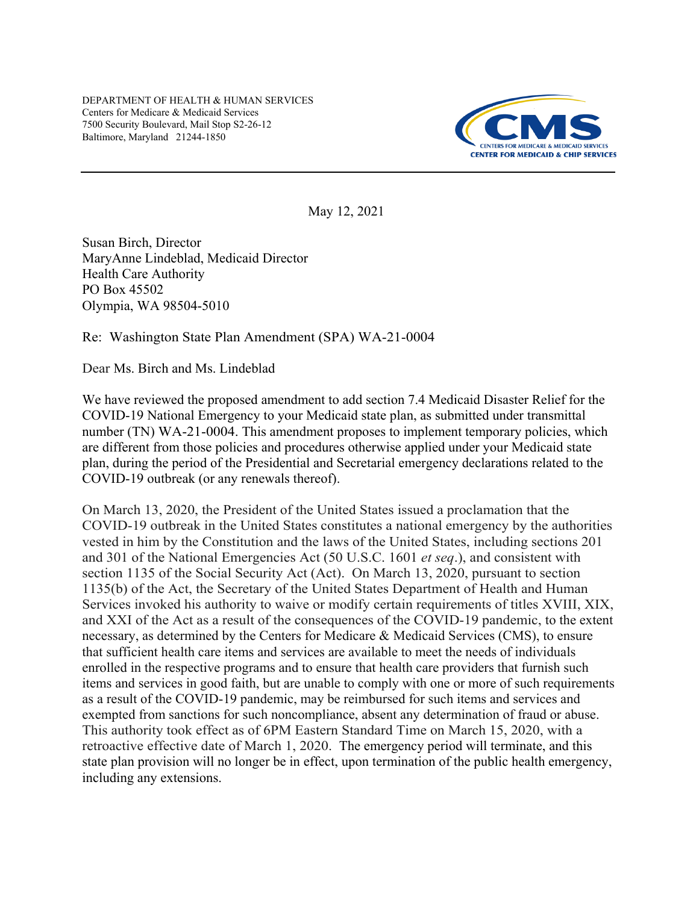DEPARTMENT OF HEALTH & HUMAN SERVICES
Centers for Medicare & Medicaid Services
7500 Security Boulevard, Mail Stop S2-26-12
Baltimore, Maryland 21244-1850

CMS
CENTERS FOR MEDICARE & MEDICAID SERVICES
CENTER FOR MEDICAID & CHIP SERVICES

May 12, 2021

Susan Birch, Director
MaryAnne Lindeblad, Medicaid Director
Health Care Authority
PO Box 45502
Olympia, WA 98504-5010

Re: Washington State Plan Amendment (SPA) WA-21-0004

Dear Ms. Birch and Ms. Lindeblad

We have reviewed the proposed amendment to add section 7.4 Medicaid Disaster Relief for the COVID-19 National Emergency to your Medicaid state plan, as submitted under transmittal number (TN) WA-21-0004. This amendment proposes to implement temporary policies, which are different from those policies and procedures otherwise applied under your Medicaid state plan, during the period of the Presidential and Secretarial emergency declarations related to the COVID-19 outbreak (or any renewals thereof).

On March 13, 2020, the President of the United States issued a proclamation that the COVID-19 outbreak in the United States constitutes a national emergency by the authorities vested in him by the Constitution and the laws of the United States, including sections 201 and 301 of the National Emergencies Act (50 U.S.C. 1601 *et seq*.), and consistent with section 1135 of the Social Security Act (Act). On March 13, 2020, pursuant to section 1135(b) of the Act, the Secretary of the United States Department of Health and Human Services invoked his authority to waive or modify certain requirements of titles XVIII, XIX, and XXI of the Act as a result of the consequences of the COVID-19 pandemic, to the extent necessary, as determined by the Centers for Medicare & Medicaid Services (CMS), to ensure that sufficient health care items and services are available to meet the needs of individuals enrolled in the respective programs and to ensure that health care providers that furnish such items and services in good faith, but are unable to comply with one or more of such requirements as a result of the COVID-19 pandemic, may be reimbursed for such items and services and exempted from sanctions for such noncompliance, absent any determination of fraud or abuse. This authority took effect as of 6PM Eastern Standard Time on March 15, 2020, with a retroactive effective date of March 1, 2020. The emergency period will terminate, and this state plan provision will no longer be in effect, upon termination of the public health emergency, including any extensions.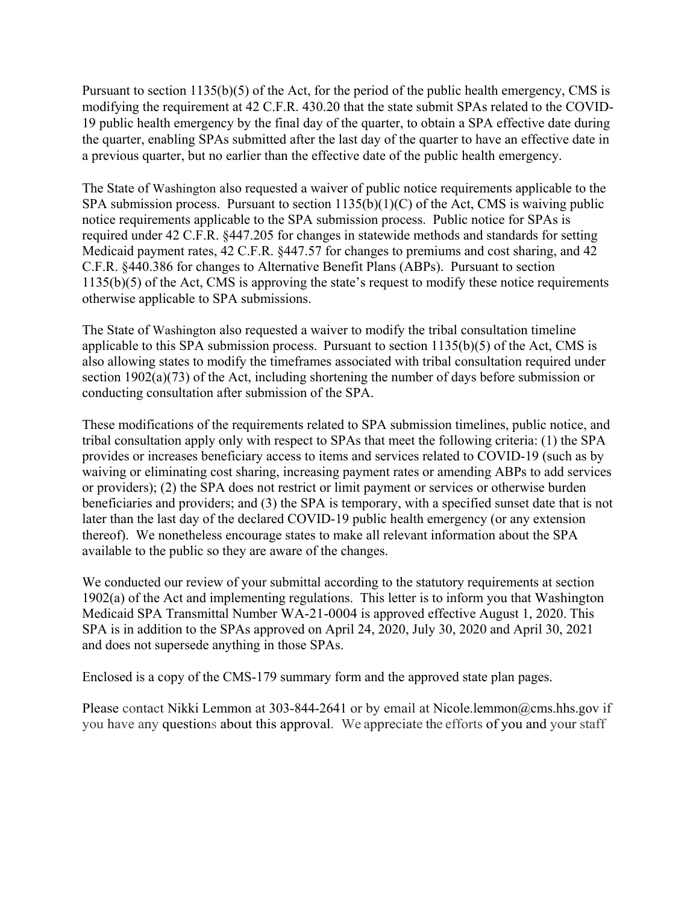Pursuant to section 1135(b)(5) of the Act, for the period of the public health emergency, CMS is modifying the requirement at 42 C.F.R. 430.20 that the state submit SPAs related to the COVID-19 public health emergency by the final day of the quarter, to obtain a SPA effective date during the quarter, enabling SPAs submitted after the last day of the quarter to have an effective date in a previous quarter, but no earlier than the effective date of the public health emergency.

The State of Washington also requested a waiver of public notice requirements applicable to the SPA submission process. Pursuant to section 1135(b)(1)(C) of the Act, CMS is waiving public notice requirements applicable to the SPA submission process. Public notice for SPAs is required under 42 C.F.R. §447.205 for changes in statewide methods and standards for setting Medicaid payment rates, 42 C.F.R. §447.57 for changes to premiums and cost sharing, and 42 C.F.R. §440.386 for changes to Alternative Benefit Plans (ABPs). Pursuant to section 1135(b)(5) of the Act, CMS is approving the state's request to modify these notice requirements otherwise applicable to SPA submissions.

The State of Washington also requested a waiver to modify the tribal consultation timeline applicable to this SPA submission process. Pursuant to section 1135(b)(5) of the Act, CMS is also allowing states to modify the timeframes associated with tribal consultation required under section 1902(a)(73) of the Act, including shortening the number of days before submission or conducting consultation after submission of the SPA.

These modifications of the requirements related to SPA submission timelines, public notice, and tribal consultation apply only with respect to SPAs that meet the following criteria: (1) the SPA provides or increases beneficiary access to items and services related to COVID-19 (such as by waiving or eliminating cost sharing, increasing payment rates or amending ABPs to add services or providers); (2) the SPA does not restrict or limit payment or services or otherwise burden beneficiaries and providers; and (3) the SPA is temporary, with a specified sunset date that is not later than the last day of the declared COVID-19 public health emergency (or any extension thereof). We nonetheless encourage states to make all relevant information about the SPA available to the public so they are aware of the changes.

We conducted our review of your submittal according to the statutory requirements at section 1902(a) of the Act and implementing regulations. This letter is to inform you that Washington Medicaid SPA Transmittal Number WA-21-0004 is approved effective August 1, 2020. This SPA is in addition to the SPAs approved on April 24, 2020, July 30, 2020 and April 30, 2021 and does not supersede anything in those SPAs.

Enclosed is a copy of the CMS-179 summary form and the approved state plan pages.

Please contact Nikki Lemmon at 303-844-2641 or by email at Nicole.lemmon@cms.hhs.gov if you have any questions about this approval. We appreciate the efforts of you and your staff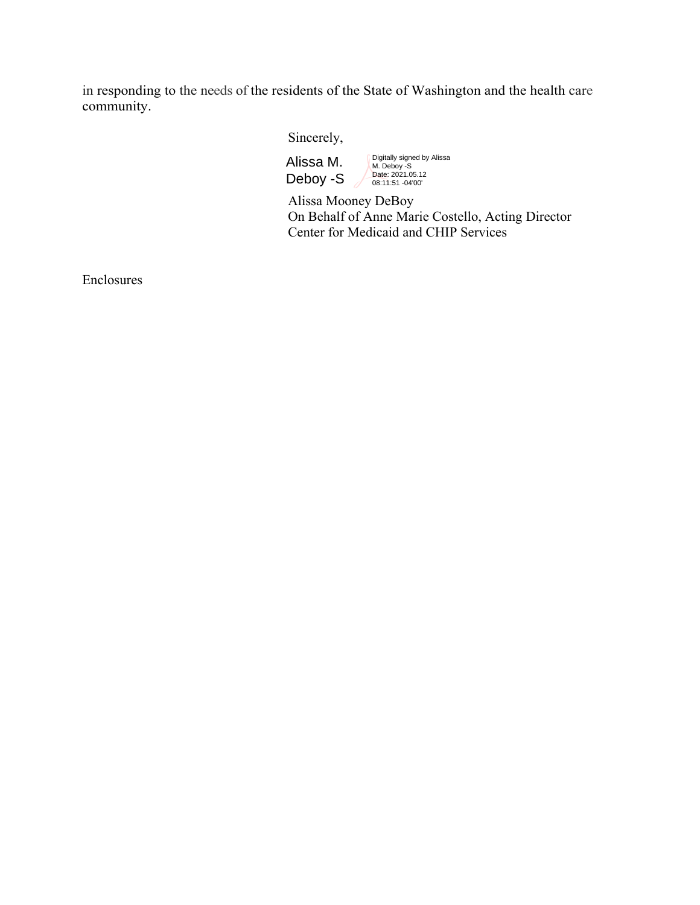in responding to the needs of the residents of the State of Washington and the health care community.

Sincerely,

Alissa M. Deboy -S

Digitally signed by Alissa M. Deboy -S
Date: 2021.05.12 08:11:51 -04'00'

Alissa Mooney DeBoy
On Behalf of Anne Marie Costello, Acting Director
Center for Medicaid and CHIP Services

Enclosures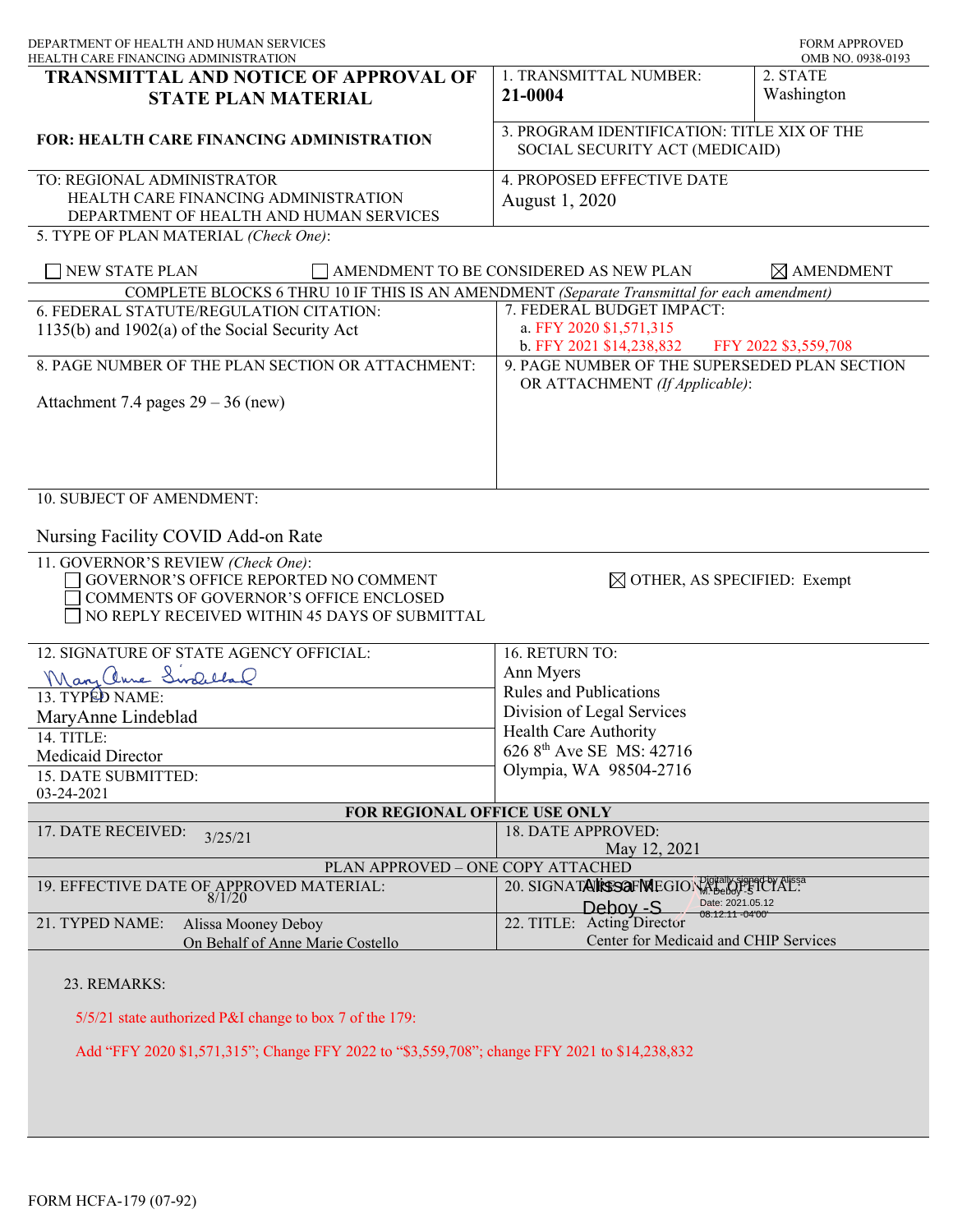DEPARTMENT OF HEALTH AND HUMAN SERVICES
HEALTH CARE FINANCING ADMINISTRATION

FORM APPROVED
OMB NO. 0938-0193

# TRANSMITTAL AND NOTICE OF APPROVAL OF STATE PLAN MATERIAL

**FOR: HEALTH CARE FINANCING ADMINISTRATION**

1. TRANSMITTAL NUMBER: **21-0004**

2. STATE: Washington

3. PROGRAM IDENTIFICATION: TITLE XIX OF THE SOCIAL SECURITY ACT (MEDICAID)

TO: REGIONAL ADMINISTRATOR
HEALTH CARE FINANCING ADMINISTRATION
DEPARTMENT OF HEALTH AND HUMAN SERVICES

4. PROPOSED EFFECTIVE DATE: August 1, 2020

5. TYPE OF PLAN MATERIAL *(Check One)*:

☐ NEW STATE PLAN ☐ AMENDMENT TO BE CONSIDERED AS NEW PLAN ☒ AMENDMENT

COMPLETE BLOCKS 6 THRU 10 IF THIS IS AN AMENDMENT *(Separate Transmittal for each amendment)*

6. FEDERAL STATUTE/REGULATION CITATION:
1135(b) and 1902(a) of the Social Security Act

7. FEDERAL BUDGET IMPACT:
a. FFY 2020 $1,571,315
b. FFY 2021 $14,238,832 FFY 2022 $3,559,708

8. PAGE NUMBER OF THE PLAN SECTION OR ATTACHMENT:
Attachment 7.4 pages 29 – 36 (new)

9. PAGE NUMBER OF THE SUPERSEDED PLAN SECTION OR ATTACHMENT *(If Applicable)*:

10. SUBJECT OF AMENDMENT:
Nursing Facility COVID Add-on Rate

11. GOVERNOR'S REVIEW *(Check One)*:
☐ GOVERNOR'S OFFICE REPORTED NO COMMENT
☐ COMMENTS OF GOVERNOR'S OFFICE ENCLOSED
☐ NO REPLY RECEIVED WITHIN 45 DAYS OF SUBMITTAL
☒ OTHER, AS SPECIFIED: Exempt

12. SIGNATURE OF STATE AGENCY OFFICIAL: MaryAnne Lindeblad

13. TYPED NAME: MaryAnne Lindeblad

14. TITLE: Medicaid Director

15. DATE SUBMITTED: 03-24-2021

16. RETURN TO:
Ann Myers
Rules and Publications
Division of Legal Services
Health Care Authority
626 8th Ave SE MS: 42716
Olympia, WA 98504-2716

**FOR REGIONAL OFFICE USE ONLY**

17. DATE RECEIVED: 3/25/21

18. DATE APPROVED: May 12, 2021

PLAN APPROVED – ONE COPY ATTACHED

19. EFFECTIVE DATE OF APPROVED MATERIAL: 8/1/20

20. SIGNATURE OF REGIONAL OFFICIAL: Alissa M Deboy -S (Digitally signed by Alissa M. Deboy -S Date: 2021.05.12 08:12:11 -04'00')

21. TYPED NAME: Alissa Mooney Deboy
On Behalf of Anne Marie Costello

22. TITLE: Acting Director
Center for Medicaid and CHIP Services

23. REMARKS:

5/5/21 state authorized P&I change to box 7 of the 179:

Add "FFY 2020 $1,571,315"; Change FFY 2022 to "$3,559,708"; change FFY 2021 to $14,238,832

FORM HCFA-179 (07-92)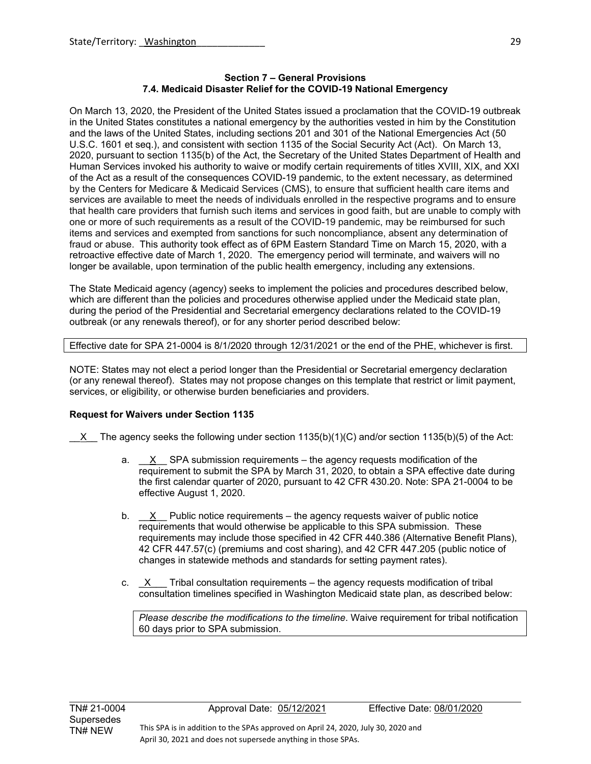State/Territory: Washington

**Section 7 – General Provisions**
**7.4. Medicaid Disaster Relief for the COVID-19 National Emergency**

On March 13, 2020, the President of the United States issued a proclamation that the COVID-19 outbreak in the United States constitutes a national emergency by the authorities vested in him by the Constitution and the laws of the United States, including sections 201 and 301 of the National Emergencies Act (50 U.S.C. 1601 et seq.), and consistent with section 1135 of the Social Security Act (Act). On March 13, 2020, pursuant to section 1135(b) of the Act, the Secretary of the United States Department of Health and Human Services invoked his authority to waive or modify certain requirements of titles XVIII, XIX, and XXI of the Act as a result of the consequences COVID-19 pandemic, to the extent necessary, as determined by the Centers for Medicare & Medicaid Services (CMS), to ensure that sufficient health care items and services are available to meet the needs of individuals enrolled in the respective programs and to ensure that health care providers that furnish such items and services in good faith, but are unable to comply with one or more of such requirements as a result of the COVID-19 pandemic, may be reimbursed for such items and services and exempted from sanctions for such noncompliance, absent any determination of fraud or abuse. This authority took effect as of 6PM Eastern Standard Time on March 15, 2020, with a retroactive effective date of March 1, 2020. The emergency period will terminate, and waivers will no longer be available, upon termination of the public health emergency, including any extensions.

The State Medicaid agency (agency) seeks to implement the policies and procedures described below, which are different than the policies and procedures otherwise applied under the Medicaid state plan, during the period of the Presidential and Secretarial emergency declarations related to the COVID-19 outbreak (or any renewals thereof), or for any shorter period described below:

| Effective date for SPA 21-0004 is 8/1/2020 through 12/31/2021 or the end of the PHE, whichever is first. |
|---|

NOTE: States may not elect a period longer than the Presidential or Secretarial emergency declaration (or any renewal thereof). States may not propose changes on this template that restrict or limit payment, services, or eligibility, or otherwise burden beneficiaries and providers.

**Request for Waivers under Section 1135**

__X__ The agency seeks the following under section 1135(b)(1)(C) and/or section 1135(b)(5) of the Act:

a. __X__ SPA submission requirements – the agency requests modification of the requirement to submit the SPA by March 31, 2020, to obtain a SPA effective date during the first calendar quarter of 2020, pursuant to 42 CFR 430.20. Note: SPA 21-0004 to be effective August 1, 2020.

b. __X__ Public notice requirements – the agency requests waiver of public notice requirements that would otherwise be applicable to this SPA submission. These requirements may include those specified in 42 CFR 440.386 (Alternative Benefit Plans), 42 CFR 447.57(c) (premiums and cost sharing), and 42 CFR 447.205 (public notice of changes in statewide methods and standards for setting payment rates).

c. _X___ Tribal consultation requirements – the agency requests modification of tribal consultation timelines specified in Washington Medicaid state plan, as described below:

| *Please describe the modifications to the timeline*. Waive requirement for tribal notification 60 days prior to SPA submission. |
|---|

TN# 21-0004 Supersedes TN# NEW — Approval Date: 05/12/2021 — Effective Date: 08/01/2020

This SPA is in addition to the SPAs approved on April 24, 2020, July 30, 2020 and April 30, 2021 and does not supersede anything in those SPAs.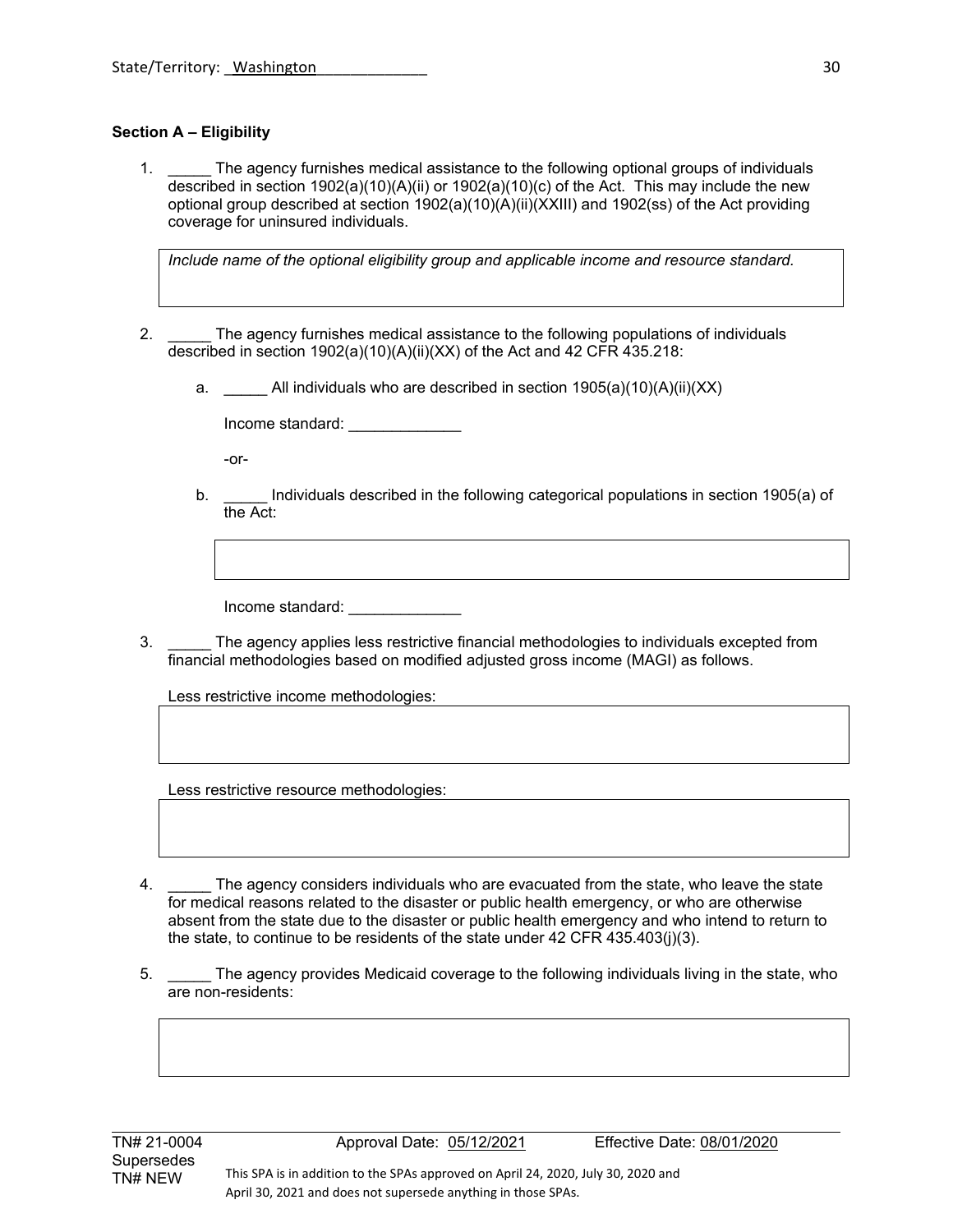State/Territory: Washington

## Section A – Eligibility

1. _____ The agency furnishes medical assistance to the following optional groups of individuals described in section 1902(a)(10)(A)(ii) or 1902(a)(10)(c) of the Act. This may include the new optional group described at section 1902(a)(10)(A)(ii)(XXIII) and 1902(ss) of the Act providing coverage for uninsured individuals.

   *Include name of the optional eligibility group and applicable income and resource standard.*

2. _____ The agency furnishes medical assistance to the following populations of individuals described in section 1902(a)(10)(A)(ii)(XX) of the Act and 42 CFR 435.218:

   a. _____ All individuals who are described in section 1905(a)(10)(A)(ii)(XX)

      Income standard: _____________

      -or-

   b. _____ Individuals described in the following categorical populations in section 1905(a) of the Act:

      Income standard: _____________

3. _____ The agency applies less restrictive financial methodologies to individuals excepted from financial methodologies based on modified adjusted gross income (MAGI) as follows.

   Less restrictive income methodologies:

   Less restrictive resource methodologies:

4. _____ The agency considers individuals who are evacuated from the state, who leave the state for medical reasons related to the disaster or public health emergency, or who are otherwise absent from the state due to the disaster or public health emergency and who intend to return to the state, to continue to be residents of the state under 42 CFR 435.403(j)(3).

5. _____ The agency provides Medicaid coverage to the following individuals living in the state, who are non-residents:

TN# 21-0004 Approval Date: 05/12/2021 Effective Date: 08/01/2020
Supersedes
TN# NEW

This SPA is in addition to the SPAs approved on April 24, 2020, July 30, 2020 and April 30, 2021 and does not supersede anything in those SPAs.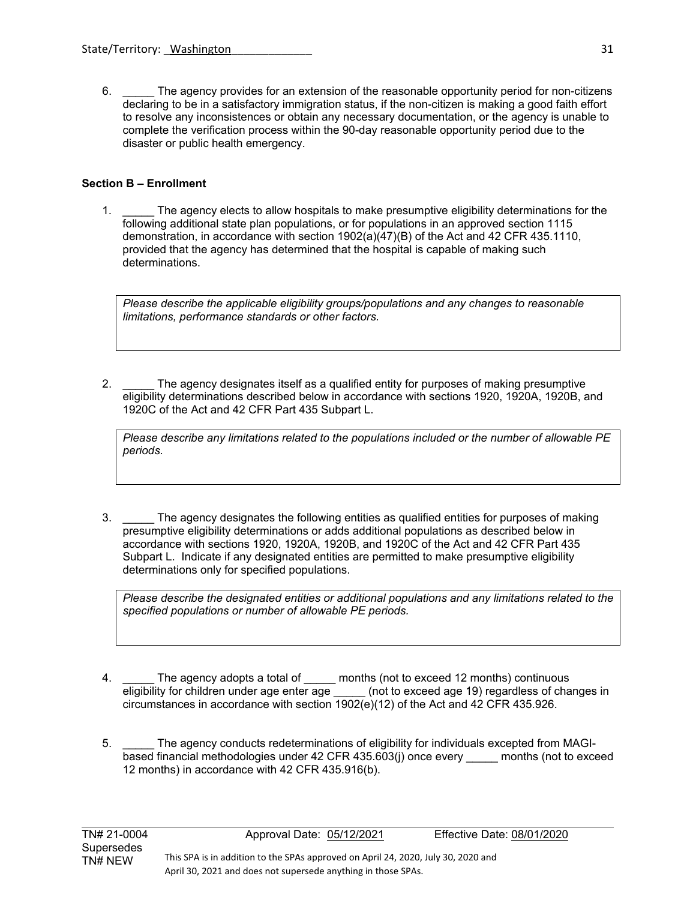6. _____ The agency provides for an extension of the reasonable opportunity period for non-citizens declaring to be in a satisfactory immigration status, if the non-citizen is making a good faith effort to resolve any inconsistences or obtain any necessary documentation, or the agency is unable to complete the verification process within the 90-day reasonable opportunity period due to the disaster or public health emergency.

**Section B – Enrollment**

1. _____ The agency elects to allow hospitals to make presumptive eligibility determinations for the following additional state plan populations, or for populations in an approved section 1115 demonstration, in accordance with section 1902(a)(47)(B) of the Act and 42 CFR 435.1110, provided that the agency has determined that the hospital is capable of making such determinations.

| *Please describe the applicable eligibility groups/populations and any changes to reasonable limitations, performance standards or other factors.* |
|---|

2. _____ The agency designates itself as a qualified entity for purposes of making presumptive eligibility determinations described below in accordance with sections 1920, 1920A, 1920B, and 1920C of the Act and 42 CFR Part 435 Subpart L.

| *Please describe any limitations related to the populations included or the number of allowable PE periods.* |
|---|

3. _____ The agency designates the following entities as qualified entities for purposes of making presumptive eligibility determinations or adds additional populations as described below in accordance with sections 1920, 1920A, 1920B, and 1920C of the Act and 42 CFR Part 435 Subpart L. Indicate if any designated entities are permitted to make presumptive eligibility determinations only for specified populations.

| *Please describe the designated entities or additional populations and any limitations related to the specified populations or number of allowable PE periods.* |
|---|

4. _____ The agency adopts a total of _____ months (not to exceed 12 months) continuous eligibility for children under age enter age _____ (not to exceed age 19) regardless of changes in circumstances in accordance with section 1902(e)(12) of the Act and 42 CFR 435.926.

5. _____ The agency conducts redeterminations of eligibility for individuals excepted from MAGI-based financial methodologies under 42 CFR 435.603(j) once every _____ months (not to exceed 12 months) in accordance with 42 CFR 435.916(b).

TN# 21-0004 Approval Date: 05/12/2021 Effective Date: 08/01/2020
Supersedes
TN# NEW

This SPA is in addition to the SPAs approved on April 24, 2020, July 30, 2020 and April 30, 2021 and does not supersede anything in those SPAs.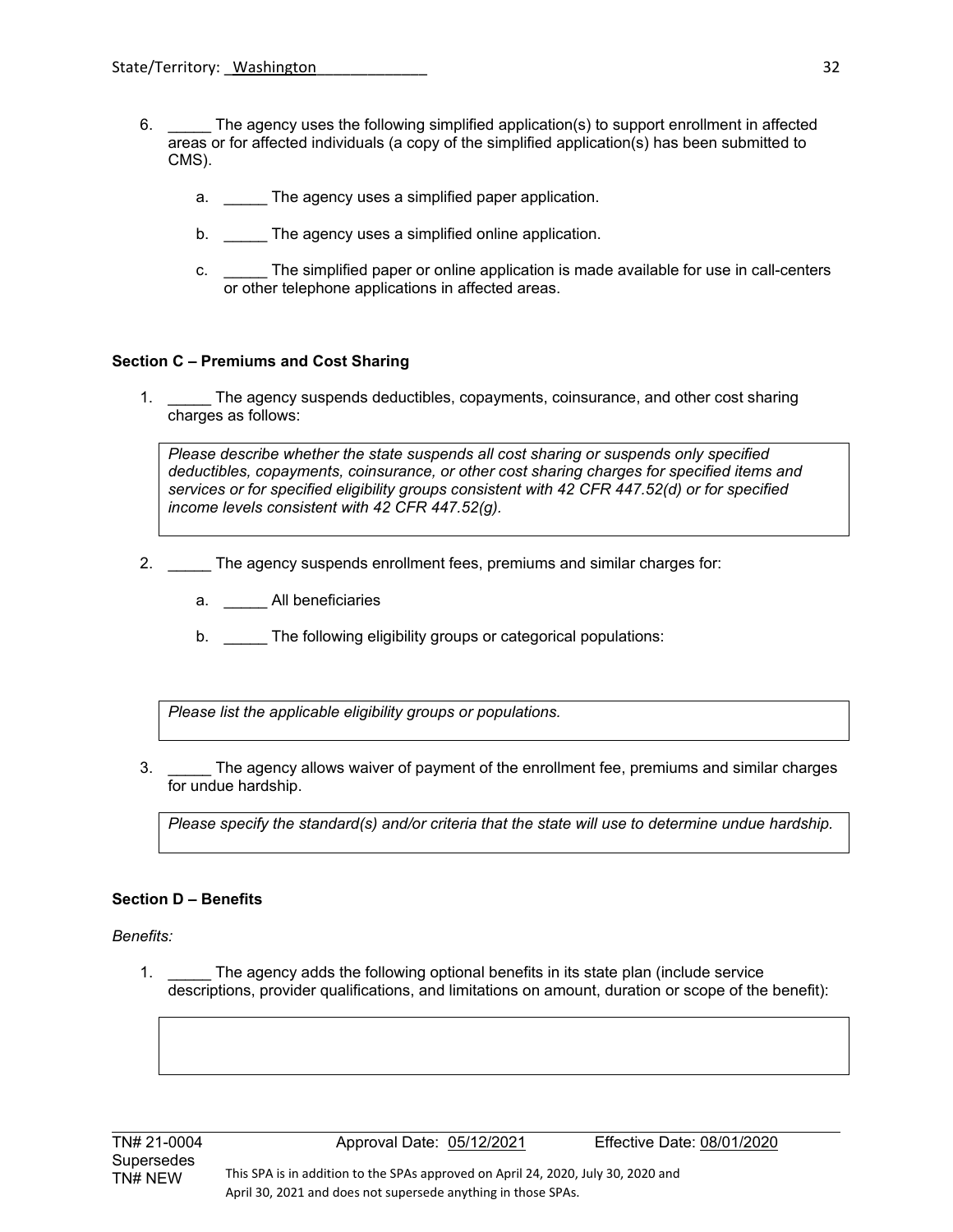6. _____ The agency uses the following simplified application(s) to support enrollment in affected areas or for affected individuals (a copy of the simplified application(s) has been submitted to CMS).

   a. _____ The agency uses a simplified paper application.

   b. _____ The agency uses a simplified online application.

   c. _____ The simplified paper or online application is made available for use in call-centers or other telephone applications in affected areas.

**Section C – Premiums and Cost Sharing**

1. _____ The agency suspends deductibles, copayments, coinsurance, and other cost sharing charges as follows:

   *Please describe whether the state suspends all cost sharing or suspends only specified deductibles, copayments, coinsurance, or other cost sharing charges for specified items and services or for specified eligibility groups consistent with 42 CFR 447.52(d) or for specified income levels consistent with 42 CFR 447.52(g).*

2. _____ The agency suspends enrollment fees, premiums and similar charges for:

   a. _____ All beneficiaries

   b. _____ The following eligibility groups or categorical populations:

   *Please list the applicable eligibility groups or populations.*

3. _____ The agency allows waiver of payment of the enrollment fee, premiums and similar charges for undue hardship.

   *Please specify the standard(s) and/or criteria that the state will use to determine undue hardship.*

**Section D – Benefits**

*Benefits:*

1. _____ The agency adds the following optional benefits in its state plan (include service descriptions, provider qualifications, and limitations on amount, duration or scope of the benefit):

TN# 21-0004 Approval Date: 05/12/2021 Effective Date: 08/01/2020
Supersedes
TN# NEW This SPA is in addition to the SPAs approved on April 24, 2020, July 30, 2020 and April 30, 2021 and does not supersede anything in those SPAs.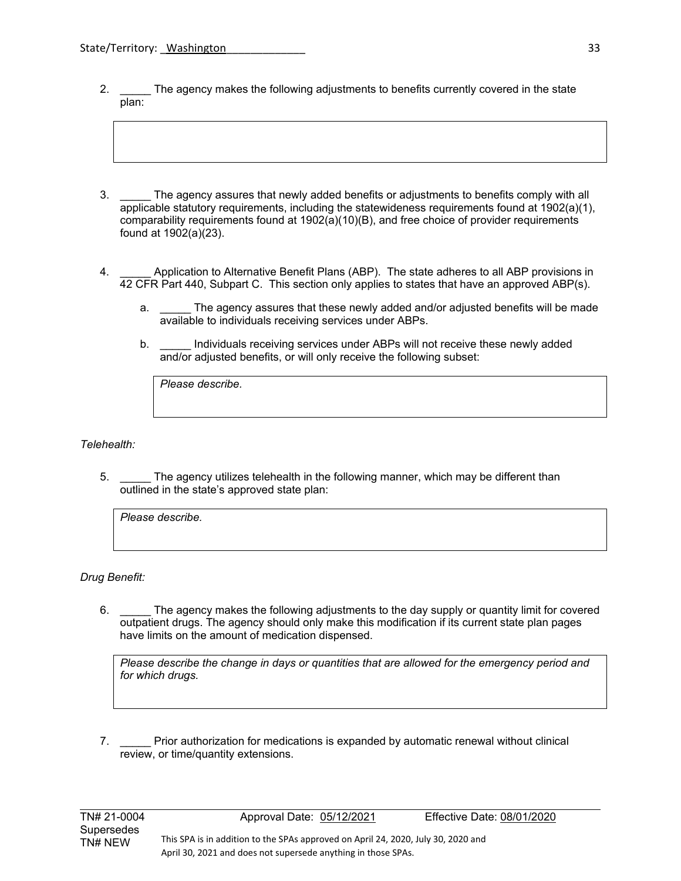State/Territory: Washington

2. _____ The agency makes the following adjustments to benefits currently covered in the state plan:

3. _____ The agency assures that newly added benefits or adjustments to benefits comply with all applicable statutory requirements, including the statewideness requirements found at 1902(a)(1), comparability requirements found at 1902(a)(10)(B), and free choice of provider requirements found at 1902(a)(23).

4. _____ Application to Alternative Benefit Plans (ABP). The state adheres to all ABP provisions in 42 CFR Part 440, Subpart C. This section only applies to states that have an approved ABP(s).

   a. _____ The agency assures that these newly added and/or adjusted benefits will be made available to individuals receiving services under ABPs.

   b. _____ Individuals receiving services under ABPs will not receive these newly added and/or adjusted benefits, or will only receive the following subset:

   *Please describe.*

*Telehealth:*

5. _____ The agency utilizes telehealth in the following manner, which may be different than outlined in the state's approved state plan:

   *Please describe.*

*Drug Benefit:*

6. _____ The agency makes the following adjustments to the day supply or quantity limit for covered outpatient drugs. The agency should only make this modification if its current state plan pages have limits on the amount of medication dispensed.

   *Please describe the change in days or quantities that are allowed for the emergency period and for which drugs.*

7. _____ Prior authorization for medications is expanded by automatic renewal without clinical review, or time/quantity extensions.

TN# 21-0004 Approval Date: 05/12/2021 Effective Date: 08/01/2020
Supersedes TN# NEW

This SPA is in addition to the SPAs approved on April 24, 2020, July 30, 2020 and April 30, 2021 and does not supersede anything in those SPAs.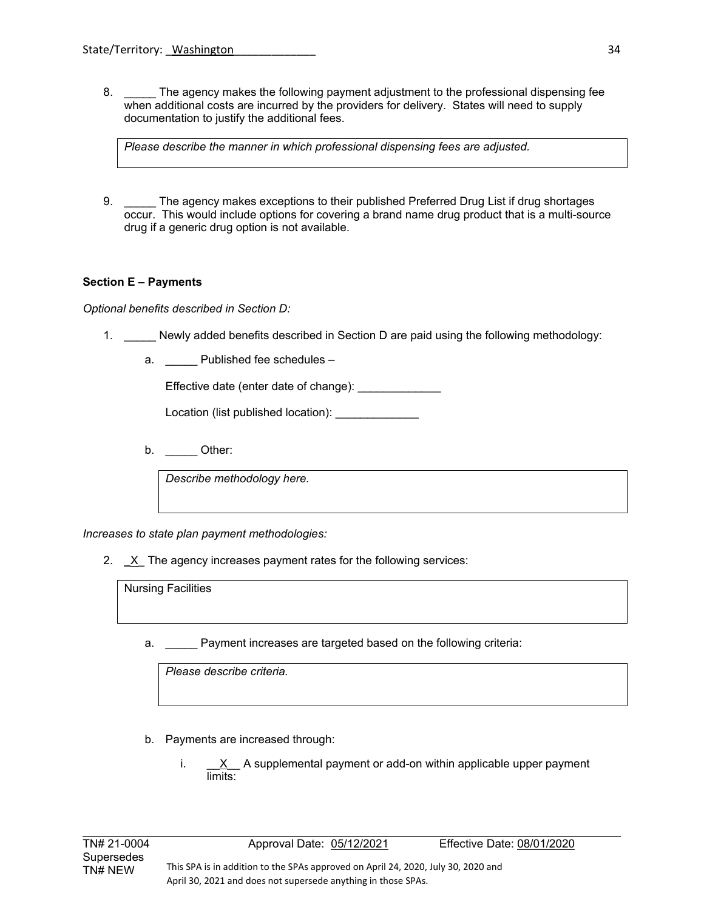8. _____ The agency makes the following payment adjustment to the professional dispensing fee when additional costs are incurred by the providers for delivery. States will need to supply documentation to justify the additional fees.

   | *Please describe the manner in which professional dispensing fees are adjusted.* |
   |---|

9. _____ The agency makes exceptions to their published Preferred Drug List if drug shortages occur. This would include options for covering a brand name drug product that is a multi-source drug if a generic drug option is not available.

**Section E – Payments**

*Optional benefits described in Section D:*

1. _____ Newly added benefits described in Section D are paid using the following methodology:

   a. _____ Published fee schedules –

      Effective date (enter date of change): _____________

      Location (list published location): _____________

   b. _____ Other:

      | *Describe methodology here.* |
      |---|

*Increases to state plan payment methodologies:*

2. _X_ The agency increases payment rates for the following services:

   | Nursing Facilities |
   |---|

   a. _____ Payment increases are targeted based on the following criteria:

      | *Please describe criteria.* |
      |---|

   b. Payments are increased through:

      i. __X__ A supplemental payment or add-on within applicable upper payment limits:

TN# 21-0004 Approval Date: 05/12/2021 Effective Date: 08/01/2020
Supersedes
TN# NEW

This SPA is in addition to the SPAs approved on April 24, 2020, July 30, 2020 and April 30, 2021 and does not supersede anything in those SPAs.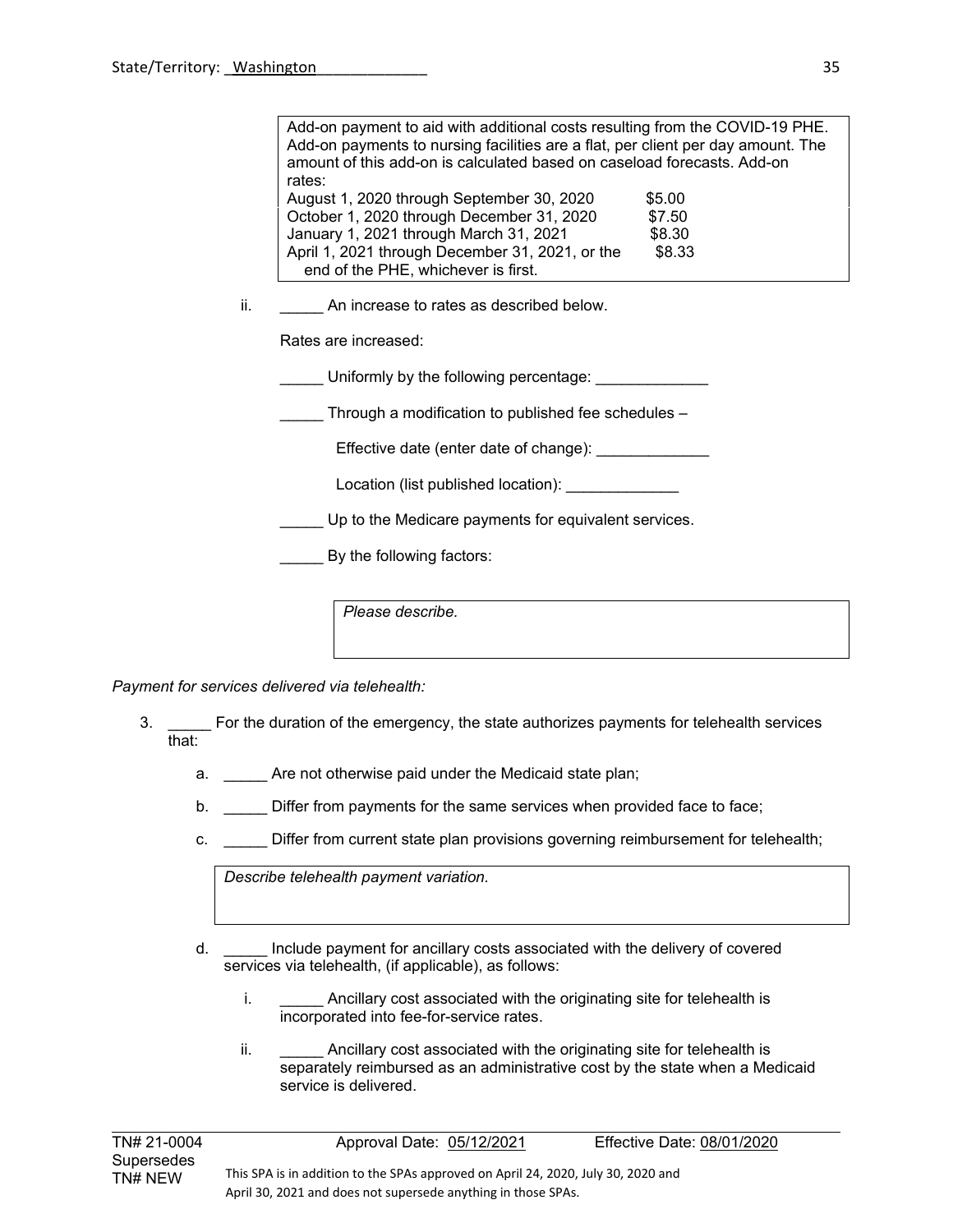State/Territory: Washington

> Add-on payment to aid with additional costs resulting from the COVID-19 PHE. Add-on payments to nursing facilities are a flat, per client per day amount. The amount of this add-on is calculated based on caseload forecasts. Add-on rates:
>
> | Period | Rate |
> |---|---|
> | August 1, 2020 through September 30, 2020 | $5.00 |
> | October 1, 2020 through December 31, 2020 | $7.50 |
> | January 1, 2021 through March 31, 2021 | $8.30 |
> | April 1, 2021 through December 31, 2021, or the end of the PHE, whichever is first. | $8.33 |

ii. _____ An increase to rates as described below.

Rates are increased:

_____ Uniformly by the following percentage: _____________

_____ Through a modification to published fee schedules –

Effective date (enter date of change): _____________

Location (list published location): _____________

_____ Up to the Medicare payments for equivalent services.

_____ By the following factors:

> *Please describe.*

*Payment for services delivered via telehealth:*

3. _____ For the duration of the emergency, the state authorizes payments for telehealth services that:

   a. _____ Are not otherwise paid under the Medicaid state plan;

   b. _____ Differ from payments for the same services when provided face to face;

   c. _____ Differ from current state plan provisions governing reimbursement for telehealth;

   > *Describe telehealth payment variation.*

   d. _____ Include payment for ancillary costs associated with the delivery of covered services via telehealth, (if applicable), as follows:

      i. _____ Ancillary cost associated with the originating site for telehealth is incorporated into fee-for-service rates.

      ii. _____ Ancillary cost associated with the originating site for telehealth is separately reimbursed as an administrative cost by the state when a Medicaid service is delivered.

TN# 21-0004 Approval Date: 05/12/2021 Effective Date: 08/01/2020
Supersedes
TN# NEW

This SPA is in addition to the SPAs approved on April 24, 2020, July 30, 2020 and April 30, 2021 and does not supersede anything in those SPAs.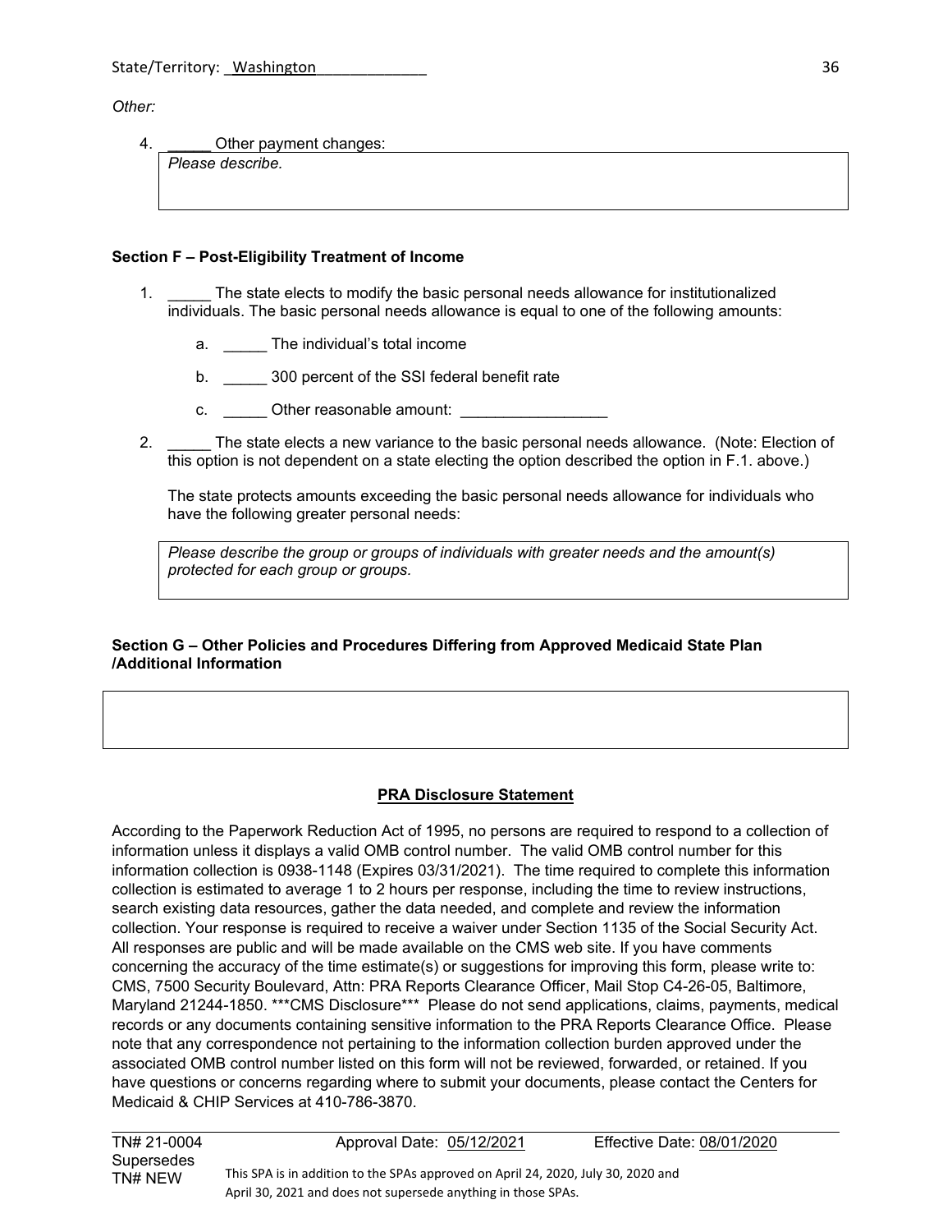State/Territory: Washington

*Other:*

4. _____ Other payment changes:

*Please describe.*

**Section F – Post-Eligibility Treatment of Income**

1. _____ The state elects to modify the basic personal needs allowance for institutionalized individuals. The basic personal needs allowance is equal to one of the following amounts:

   a. _____ The individual's total income

   b. _____ 300 percent of the SSI federal benefit rate

   c. _____ Other reasonable amount: _________________

2. _____ The state elects a new variance to the basic personal needs allowance. (Note: Election of this option is not dependent on a state electing the option described the option in F.1. above.)

   The state protects amounts exceeding the basic personal needs allowance for individuals who have the following greater personal needs:

   *Please describe the group or groups of individuals with greater needs and the amount(s) protected for each group or groups.*

**Section G – Other Policies and Procedures Differing from Approved Medicaid State Plan /Additional Information**

**PRA Disclosure Statement**

According to the Paperwork Reduction Act of 1995, no persons are required to respond to a collection of information unless it displays a valid OMB control number. The valid OMB control number for this information collection is 0938-1148 (Expires 03/31/2021). The time required to complete this information collection is estimated to average 1 to 2 hours per response, including the time to review instructions, search existing data resources, gather the data needed, and complete and review the information collection. Your response is required to receive a waiver under Section 1135 of the Social Security Act. All responses are public and will be made available on the CMS web site. If you have comments concerning the accuracy of the time estimate(s) or suggestions for improving this form, please write to: CMS, 7500 Security Boulevard, Attn: PRA Reports Clearance Officer, Mail Stop C4-26-05, Baltimore, Maryland 21244-1850. ***CMS Disclosure*** Please do not send applications, claims, payments, medical records or any documents containing sensitive information to the PRA Reports Clearance Office. Please note that any correspondence not pertaining to the information collection burden approved under the associated OMB control number listed on this form will not be reviewed, forwarded, or retained. If you have questions or concerns regarding where to submit your documents, please contact the Centers for Medicaid & CHIP Services at 410-786-3870.

TN# 21-0004 Approval Date: 05/12/2021 Effective Date: 08/01/2020

Supersedes TN# NEW

This SPA is in addition to the SPAs approved on April 24, 2020, July 30, 2020 and April 30, 2021 and does not supersede anything in those SPAs.